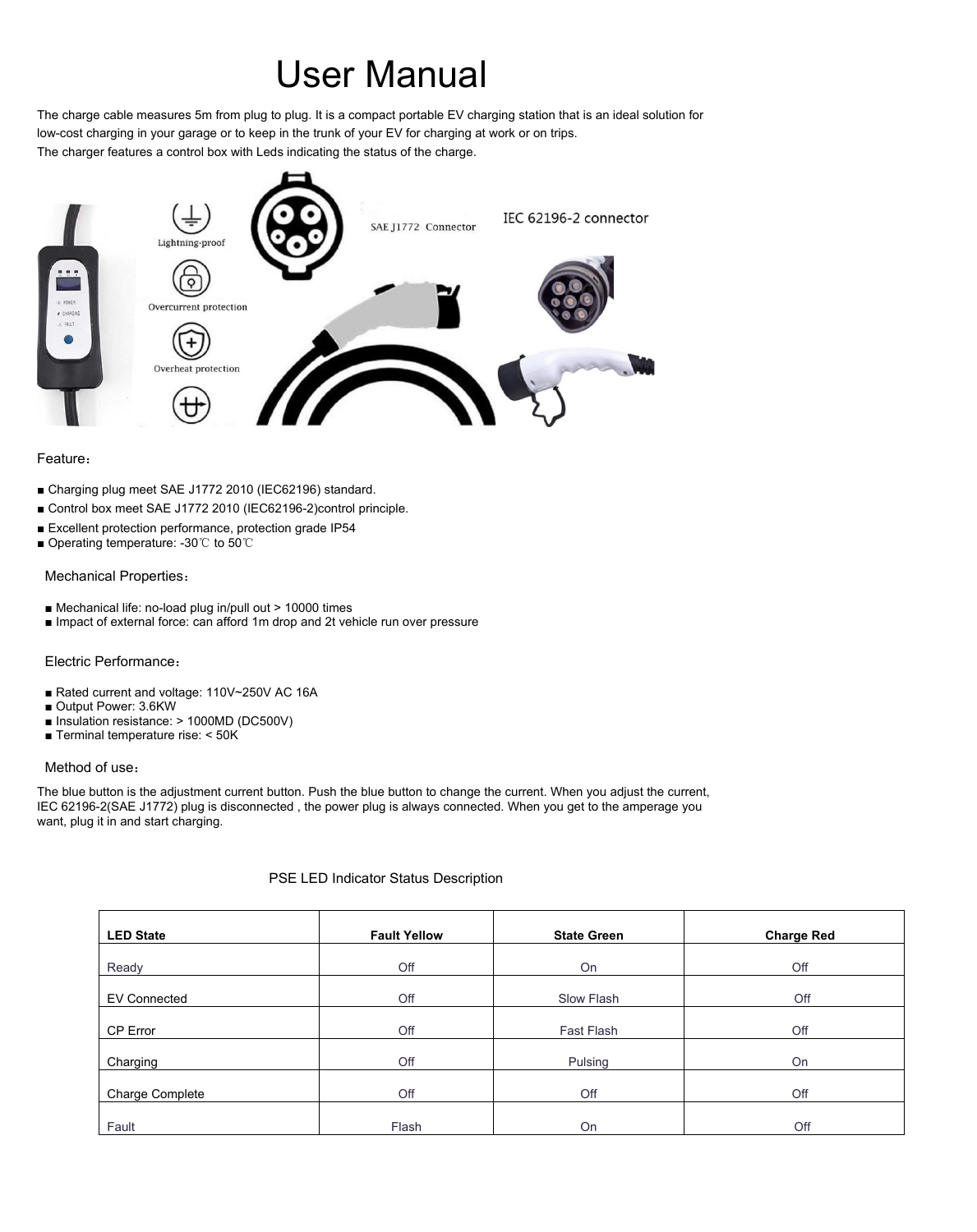# User Manual

The charge cable measures 5m from plug to plug. It is a compact portable EV charging station that is an ideal solution for low-cost charging in your garage or to keep in the trunk of your EV for charging at work or on trips.
The charger features a control box with Leds indicating the status of the charge.

Feature：

- Charging plug meet SAE J1772 2010 (IEC62196) standard.
- Control box meet SAE J1772 2010 (IEC62196-2)control principle.
- Excellent protection performance, protection grade IP54
- Operating temperature: -30℃ to 50℃

Mechanical Properties：

- Mechanical life: no-load plug in/pull out > 10000 times
- Impact of external force: can afford 1m drop and 2t vehicle run over pressure

Electric Performance：

- Rated current and voltage: 110V~250V AC 16A
- Output Power: 3.6KW
- Insulation resistance: > 1000MΩ (DC500V)
- Terminal temperature rise: < 50K

Method of use：

The blue button is the adjustment current button. Push the blue button to change the current. When you adjust the current, IEC 62196-2(SAE J1772) plug is disconnected , the power plug is always connected. When you get to the amperage you want, plug it in and start charging.

PSE LED Indicator Status Description

| LED State | Fault Yellow | State Green | Charge Red |
|---|---|---|---|
| Ready | Off | On | Off |
| EV Connected | Off | Slow Flash | Off |
| CP Error | Off | Fast Flash | Off |
| Charging | Off | Pulsing | On |
| Charge Complete | Off | Off | Off |
| Fault | Flash | On | Off |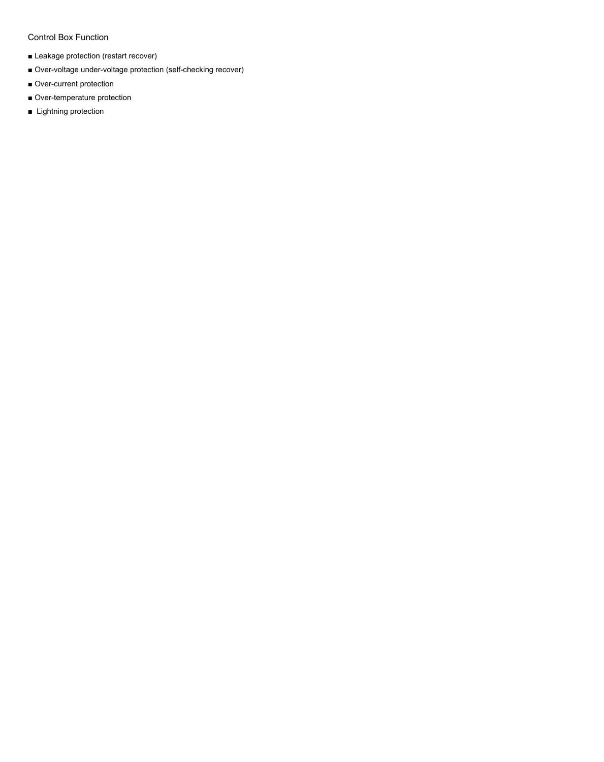Control Box Function

- Leakage protection (restart recover)
- Over-voltage under-voltage protection (self-checking recover)
- Over-current protection
- Over-temperature protection
- Lightning protection